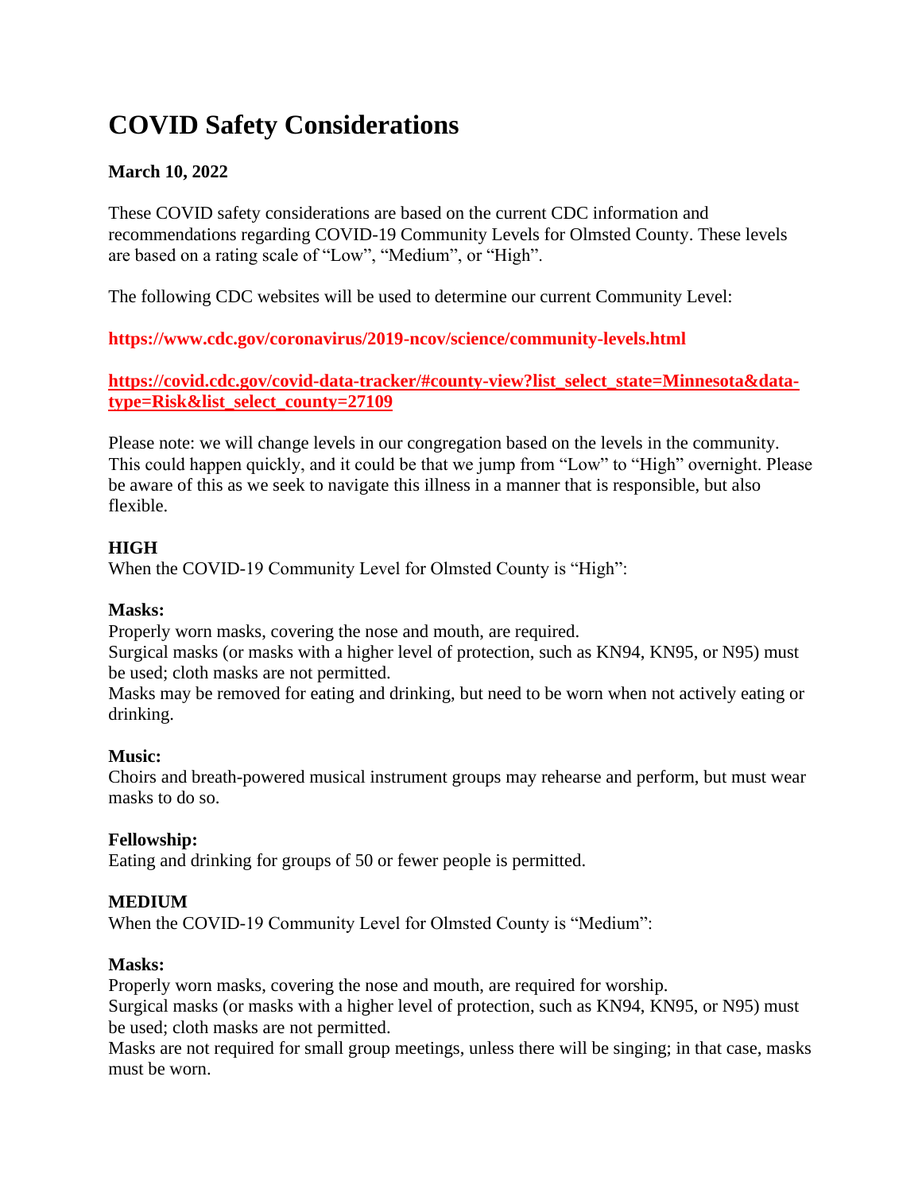# COVID Safety Considerations

**March 10, 2022**

These COVID safety considerations are based on the current CDC information and recommendations regarding COVID-19 Community Levels for Olmsted County. These levels are based on a rating scale of "Low", "Medium", or "High".

The following CDC websites will be used to determine our current Community Level:

**https://www.cdc.gov/coronavirus/2019-ncov/science/community-levels.html**

**https://covid.cdc.gov/covid-data-tracker/#county-view?list_select_state=Minnesota&data-type=Risk&list_select_county=27109**

Please note: we will change levels in our congregation based on the levels in the community. This could happen quickly, and it could be that we jump from "Low" to "High" overnight. Please be aware of this as we seek to navigate this illness in a manner that is responsible, but also flexible.

**HIGH**
When the COVID-19 Community Level for Olmsted County is "High":

**Masks:**
Properly worn masks, covering the nose and mouth, are required.
Surgical masks (or masks with a higher level of protection, such as KN94, KN95, or N95) must be used; cloth masks are not permitted.
Masks may be removed for eating and drinking, but need to be worn when not actively eating or drinking.

**Music:**
Choirs and breath-powered musical instrument groups may rehearse and perform, but must wear masks to do so.

**Fellowship:**
Eating and drinking for groups of 50 or fewer people is permitted.

**MEDIUM**
When the COVID-19 Community Level for Olmsted County is "Medium":

**Masks:**
Properly worn masks, covering the nose and mouth, are required for worship.
Surgical masks (or masks with a higher level of protection, such as KN94, KN95, or N95) must be used; cloth masks are not permitted.
Masks are not required for small group meetings, unless there will be singing; in that case, masks must be worn.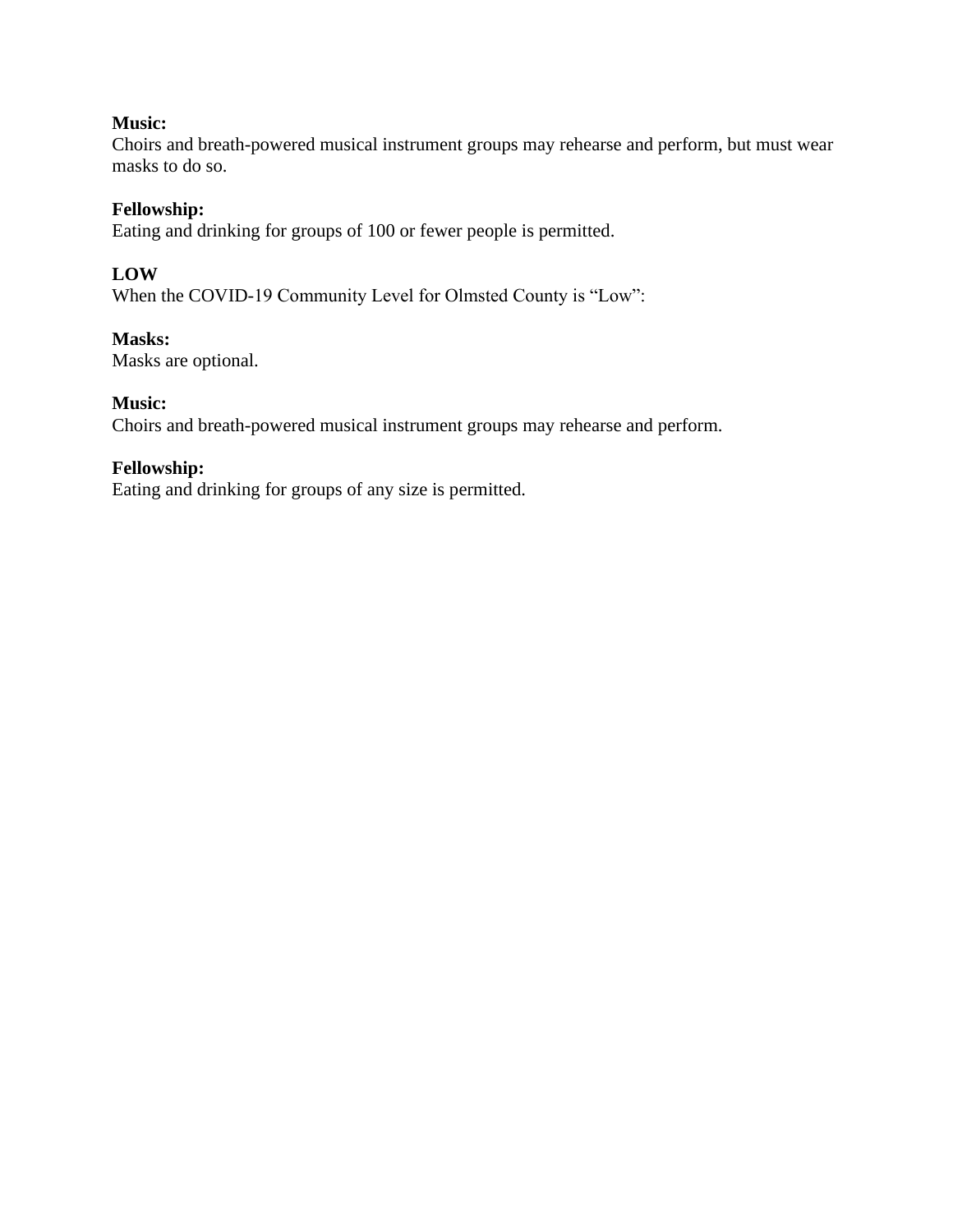**Music:**
Choirs and breath-powered musical instrument groups may rehearse and perform, but must wear masks to do so.

**Fellowship:**
Eating and drinking for groups of 100 or fewer people is permitted.

**LOW**
When the COVID-19 Community Level for Olmsted County is "Low":

**Masks:**
Masks are optional.

**Music:**
Choirs and breath-powered musical instrument groups may rehearse and perform.

**Fellowship:**
Eating and drinking for groups of any size is permitted.